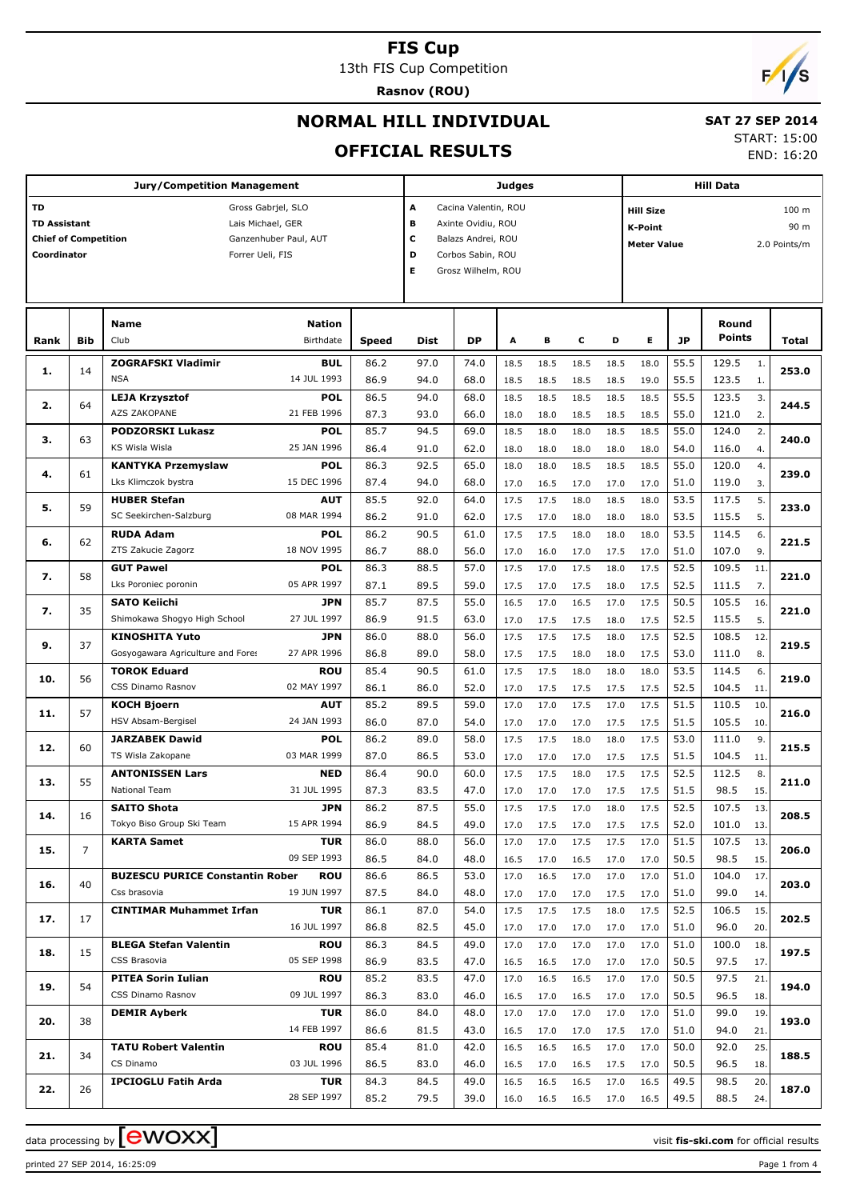# FIS Cup

13th FIS Cup Competition

**Rasnov (ROU)**

## NORMAL HILL INDIVIDUAL

## OFFICIAL RESULTS

**SAT 27 SEP 2014**

START: 15:00

END: 16:20

| Jury/Competition Management | | Judges | | Hill Data | |
|---|---|---|---|---|---|
| TD | Gross Gabrjel, SLO | A | Cacina Valentin, ROU | Hill Size | 100 m |
| TD Assistant | Lais Michael, GER | B | Axinte Ovidiu, ROU | K-Point | 90 m |
| Chief of Competition | Ganzenhuber Paul, AUT | C | Balazs Andrei, ROU | Meter Value | 2.0 Points/m |
| Coordinator | Forrer Ueli, FIS | D | Corbos Sabin, ROU | | |
| | | E | Grosz Wilhelm, ROU | | |

| Rank | Bib | Name / Club | Nation / Birthdate | Speed | Dist | DP | A | B | C | D | E | JP | Round Points | | Total |
|---|---|---|---|---|---|---|---|---|---|---|---|---|---|---|---|
| 1. | 14 | **ZOGRAFSKI Vladimir** | **BUL** | 86.2 | 97.0 | 74.0 | 18.5 | 18.5 | 18.5 | 18.5 | 18.0 | 55.5 | 129.5 | 1. | **253.0** |
| | | NSA | 14 JUL 1993 | 86.9 | 94.0 | 68.0 | 18.5 | 18.5 | 18.5 | 18.5 | 19.0 | 55.5 | 123.5 | 1. | |
| 2. | 64 | **LEJA Krzysztof** | **POL** | 86.5 | 94.0 | 68.0 | 18.5 | 18.5 | 18.5 | 18.5 | 18.5 | 55.5 | 123.5 | 3. | **244.5** |
| | | AZS ZAKOPANE | 21 FEB 1996 | 87.3 | 93.0 | 66.0 | 18.0 | 18.0 | 18.5 | 18.5 | 18.5 | 55.0 | 121.0 | 2. | |
| 3. | 63 | **PODZORSKI Lukasz** | **POL** | 85.7 | 94.5 | 69.0 | 18.5 | 18.0 | 18.0 | 18.5 | 18.5 | 55.0 | 124.0 | 2. | **240.0** |
| | | KS Wisla Wisla | 25 JAN 1996 | 86.4 | 91.0 | 62.0 | 18.0 | 18.0 | 18.0 | 18.0 | 18.0 | 54.0 | 116.0 | 4. | |
| 4. | 61 | **KANTYKA Przemyslaw** | **POL** | 86.3 | 92.5 | 65.0 | 18.0 | 18.0 | 18.5 | 18.5 | 18.5 | 55.0 | 120.0 | 4. | **239.0** |
| | | Lks Klimczok bystra | 15 DEC 1996 | 87.4 | 94.0 | 68.0 | 17.0 | 16.5 | 17.0 | 17.0 | 17.0 | 51.0 | 119.0 | 3. | |
| 5. | 59 | **HUBER Stefan** | **AUT** | 85.5 | 92.0 | 64.0 | 17.5 | 17.5 | 18.0 | 18.5 | 18.0 | 53.5 | 117.5 | 5. | **233.0** |
| | | SC Seekirchen-Salzburg | 08 MAR 1994 | 86.2 | 91.0 | 62.0 | 17.5 | 17.0 | 18.0 | 18.0 | 18.0 | 53.5 | 115.5 | 5. | |
| 6. | 62 | **RUDA Adam** | **POL** | 86.2 | 90.5 | 61.0 | 17.5 | 17.5 | 18.0 | 18.0 | 18.0 | 53.5 | 114.5 | 6. | **221.5** |
| | | ZTS Zakucie Zagorz | 18 NOV 1995 | 86.7 | 88.0 | 56.0 | 17.0 | 16.0 | 17.0 | 17.5 | 17.0 | 51.0 | 107.0 | 9. | |
| 7. | 58 | **GUT Pawel** | **POL** | 86.3 | 88.5 | 57.0 | 17.5 | 17.0 | 17.5 | 18.0 | 17.5 | 52.5 | 109.5 | 11. | **221.0** |
| | | Lks Poroniec poronin | 05 APR 1997 | 87.1 | 89.5 | 59.0 | 17.5 | 17.0 | 17.5 | 18.0 | 17.5 | 52.5 | 111.5 | 7. | |
| 7. | 35 | **SATO Keiichi** | **JPN** | 85.7 | 87.5 | 55.0 | 16.5 | 17.0 | 16.5 | 17.0 | 17.5 | 50.5 | 105.5 | 16. | **221.0** |
| | | Shimokawa Shogyo High School | 27 JUL 1997 | 86.9 | 91.5 | 63.0 | 17.0 | 17.5 | 17.5 | 18.0 | 17.5 | 52.5 | 115.5 | 5. | |
| 9. | 37 | **KINOSHITA Yuto** | **JPN** | 86.0 | 88.0 | 56.0 | 17.5 | 17.5 | 17.5 | 18.0 | 17.5 | 52.5 | 108.5 | 12. | **219.5** |
| | | Gosyogawara Agriculture and Fores | 27 APR 1996 | 86.8 | 89.0 | 58.0 | 17.5 | 17.5 | 18.0 | 18.0 | 17.5 | 53.0 | 111.0 | 8. | |
| 10. | 56 | **TOROK Eduard** | **ROU** | 85.4 | 90.5 | 61.0 | 17.5 | 17.5 | 18.0 | 18.0 | 18.0 | 53.5 | 114.5 | 6. | **219.0** |
| | | CSS Dinamo Rasnov | 02 MAY 1997 | 86.1 | 86.0 | 52.0 | 17.0 | 17.5 | 17.5 | 17.5 | 17.5 | 52.5 | 104.5 | 11. | |
| 11. | 57 | **KOCH Bjoern** | **AUT** | 85.2 | 89.5 | 59.0 | 17.0 | 17.0 | 17.5 | 17.0 | 17.5 | 51.5 | 110.5 | 10. | **216.0** |
| | | HSV Absam-Bergisel | 24 JAN 1993 | 86.0 | 87.0 | 54.0 | 17.0 | 17.0 | 17.0 | 17.5 | 17.5 | 51.5 | 105.5 | 10. | |
| 12. | 60 | **JARZABEK Dawid** | **POL** | 86.2 | 89.0 | 58.0 | 17.5 | 17.5 | 18.0 | 18.0 | 17.5 | 53.0 | 111.0 | 9. | **215.5** |
| | | TS Wisla Zakopane | 03 MAR 1999 | 87.0 | 86.5 | 53.0 | 17.0 | 17.0 | 17.0 | 17.5 | 17.5 | 51.5 | 104.5 | 11. | |
| 13. | 55 | **ANTONISSEN Lars** | **NED** | 86.4 | 90.0 | 60.0 | 17.5 | 17.5 | 18.0 | 17.5 | 17.5 | 52.5 | 112.5 | 8. | **211.0** |
| | | National Team | 31 JUL 1995 | 87.3 | 83.5 | 47.0 | 17.0 | 17.0 | 17.0 | 17.5 | 17.5 | 51.5 | 98.5 | 15. | |
| 14. | 16 | **SAITO Shota** | **JPN** | 86.2 | 87.5 | 55.0 | 17.5 | 17.5 | 17.0 | 18.0 | 17.5 | 52.5 | 107.5 | 13. | **208.5** |
| | | Tokyo Biso Group Ski Team | 15 APR 1994 | 86.9 | 84.5 | 49.0 | 17.0 | 17.5 | 17.0 | 17.5 | 17.5 | 52.0 | 101.0 | 13. | |
| 15. | 7 | **KARTA Samet** | **TUR** | 86.0 | 88.0 | 56.0 | 17.0 | 17.0 | 17.5 | 17.5 | 17.0 | 51.5 | 107.5 | 13. | **206.0** |
| | | | 09 SEP 1993 | 86.5 | 84.0 | 48.0 | 16.5 | 17.0 | 16.5 | 17.0 | 17.0 | 50.5 | 98.5 | 15. | |
| 16. | 40 | **BUZESCU PURICE Constantin Rober** | **ROU** | 86.6 | 86.5 | 53.0 | 17.0 | 16.5 | 17.0 | 17.0 | 17.0 | 51.0 | 104.0 | 17. | **203.0** |
| | | Css brasovia | 19 JUN 1997 | 87.5 | 84.0 | 48.0 | 17.0 | 17.0 | 17.0 | 17.5 | 17.0 | 51.0 | 99.0 | 14. | |
| 17. | 17 | **CINTIMAR Muhammet Irfan** | **TUR** | 86.1 | 87.0 | 54.0 | 17.5 | 17.5 | 17.5 | 18.0 | 17.5 | 52.5 | 106.5 | 15. | **202.5** |
| | | | 16 JUL 1997 | 86.8 | 82.5 | 45.0 | 17.0 | 17.0 | 17.0 | 17.0 | 17.0 | 51.0 | 96.0 | 20. | |
| 18. | 15 | **BLEGA Stefan Valentin** | **ROU** | 86.3 | 84.5 | 49.0 | 17.0 | 17.0 | 17.0 | 17.0 | 17.0 | 51.0 | 100.0 | 18. | **197.5** |
| | | CSS Brasovia | 05 SEP 1998 | 86.9 | 83.5 | 47.0 | 16.5 | 16.5 | 17.0 | 17.0 | 17.0 | 50.5 | 97.5 | 17. | |
| 19. | 54 | **PITEA Sorin Iulian** | **ROU** | 85.2 | 83.5 | 47.0 | 17.0 | 16.5 | 16.5 | 17.0 | 17.0 | 50.5 | 97.5 | 21. | **194.0** |
| | | CSS Dinamo Rasnov | 09 JUL 1997 | 86.3 | 83.0 | 46.0 | 16.5 | 17.0 | 16.5 | 17.0 | 17.0 | 50.5 | 96.5 | 18. | |
| 20. | 38 | **DEMIR Ayberk** | **TUR** | 86.0 | 84.0 | 48.0 | 17.0 | 17.0 | 17.0 | 17.0 | 17.0 | 51.0 | 99.0 | 19. | **193.0** |
| | | | 14 FEB 1997 | 86.6 | 81.5 | 43.0 | 16.5 | 17.0 | 17.0 | 17.5 | 17.0 | 51.0 | 94.0 | 21. | |
| 21. | 34 | **TATU Robert Valentin** | **ROU** | 85.4 | 81.0 | 42.0 | 16.5 | 16.5 | 16.5 | 17.0 | 17.0 | 50.0 | 92.0 | 25. | **188.5** |
| | | CS Dinamo | 03 JUL 1996 | 86.5 | 83.0 | 46.0 | 16.5 | 17.0 | 16.5 | 17.5 | 17.0 | 50.5 | 96.5 | 18. | |
| 22. | 26 | **IPCIOGLU Fatih Arda** | **TUR** | 84.3 | 84.5 | 49.0 | 16.5 | 16.5 | 16.5 | 17.0 | 16.5 | 49.5 | 98.5 | 20. | **187.0** |
| | | | 28 SEP 1997 | 85.2 | 79.5 | 39.0 | 16.0 | 16.5 | 16.5 | 17.0 | 16.5 | 49.5 | 88.5 | 24. | |

data processing by ewoxx — visit fis-ski.com for official results

printed 27 SEP 2014, 16:25:09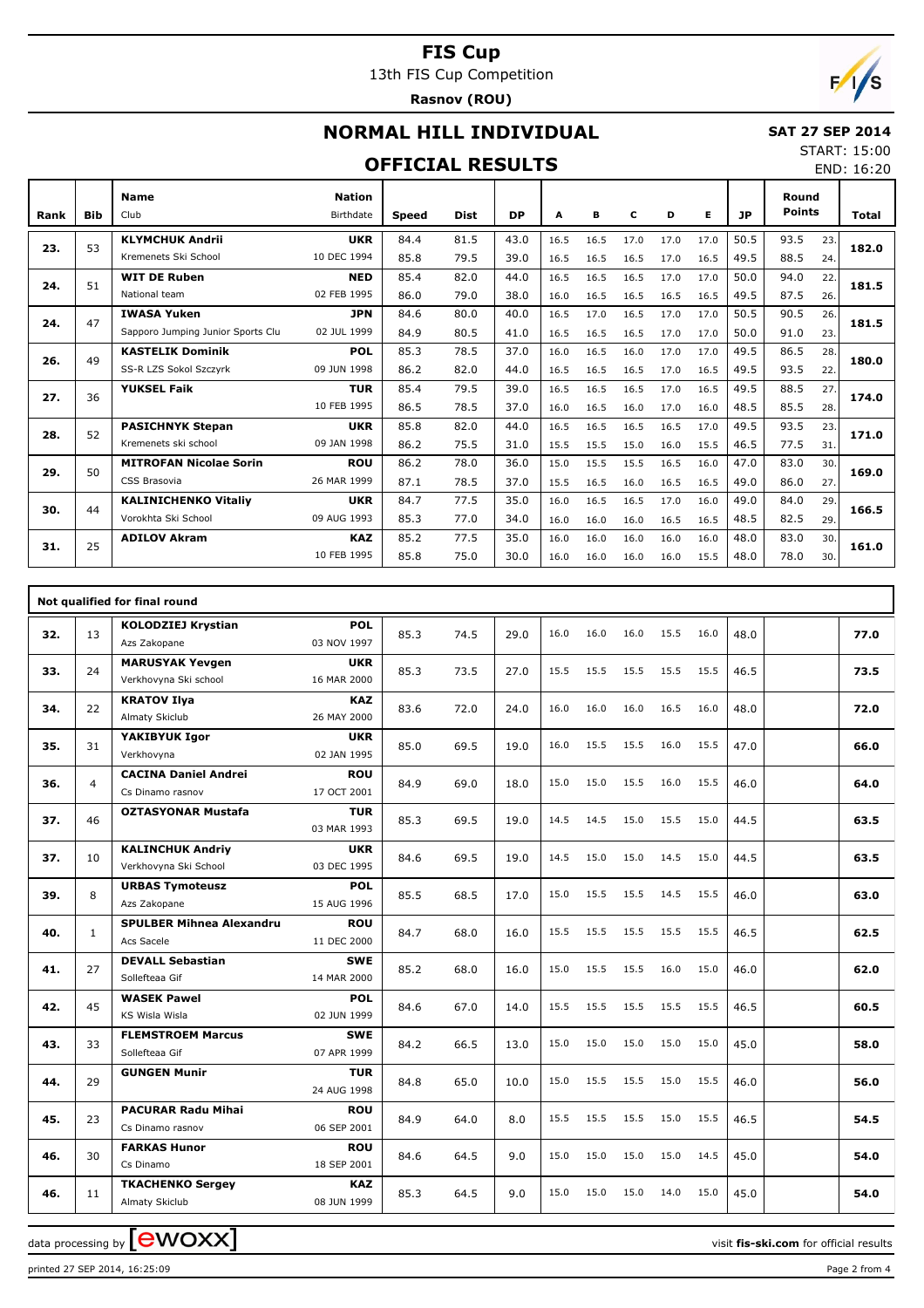# FIS Cup

13th FIS Cup Competition

**Rasnov (ROU)**

## NORMAL HILL INDIVIDUAL

**SAT 27 SEP 2014**

START: 15:00

END: 16:20

## OFFICIAL RESULTS

| Rank | Bib | Name / Club | Nation / Birthdate | Speed | Dist | DP | A | B | C | D | E | JP | Round Points | | Total |
|---|---|---|---|---|---|---|---|---|---|---|---|---|---|---|---|
| 23. | 53 | **KLYMCHUK Andrii** | **UKR** | 84.4 | 81.5 | 43.0 | 16.5 | 16.5 | 17.0 | 17.0 | 17.0 | 50.5 | 93.5 | 23. | **182.0** |
| | | Kremenets Ski School | 10 DEC 1994 | 85.8 | 79.5 | 39.0 | 16.5 | 16.5 | 16.5 | 17.0 | 16.5 | 49.5 | 88.5 | 24. | |
| 24. | 51 | **WIT DE Ruben** | **NED** | 85.4 | 82.0 | 44.0 | 16.5 | 16.5 | 16.5 | 17.0 | 17.0 | 50.0 | 94.0 | 22. | **181.5** |
| | | National team | 02 FEB 1995 | 86.0 | 79.0 | 38.0 | 16.0 | 16.5 | 16.5 | 16.5 | 16.5 | 49.5 | 87.5 | 26. | |
| 24. | 47 | **IWASA Yuken** | **JPN** | 84.6 | 80.0 | 40.0 | 16.5 | 17.0 | 16.5 | 17.0 | 17.0 | 50.5 | 90.5 | 26. | **181.5** |
| | | Sapporo Jumping Junior Sports Clu | 02 JUL 1999 | 84.9 | 80.5 | 41.0 | 16.5 | 16.5 | 16.5 | 17.0 | 17.0 | 50.0 | 91.0 | 23. | |
| 26. | 49 | **KASTELIK Dominik** | **POL** | 85.3 | 78.5 | 37.0 | 16.0 | 16.5 | 16.0 | 17.0 | 17.0 | 49.5 | 86.5 | 28. | **180.0** |
| | | SS-R LZS Sokol Szczyrk | 09 JUN 1998 | 86.2 | 82.0 | 44.0 | 16.5 | 16.5 | 16.5 | 17.0 | 16.5 | 49.5 | 93.5 | 22. | |
| 27. | 36 | **YUKSEL Faik** | **TUR** | 85.4 | 79.5 | 39.0 | 16.5 | 16.5 | 16.5 | 17.0 | 16.5 | 49.5 | 88.5 | 27. | **174.0** |
| | | | 10 FEB 1995 | 86.5 | 78.5 | 37.0 | 16.0 | 16.5 | 16.0 | 17.0 | 16.0 | 48.5 | 85.5 | 28. | |
| 28. | 52 | **PASICHNYK Stepan** | **UKR** | 85.8 | 82.0 | 44.0 | 16.5 | 16.5 | 16.5 | 16.5 | 17.0 | 49.5 | 93.5 | 23. | **171.0** |
| | | Kremenets ski school | 09 JAN 1998 | 86.2 | 75.5 | 31.0 | 15.5 | 15.5 | 15.0 | 16.0 | 15.5 | 46.5 | 77.5 | 31. | |
| 29. | 50 | **MITROFAN Nicolae Sorin** | **ROU** | 86.2 | 78.0 | 36.0 | 15.0 | 15.5 | 15.5 | 16.5 | 16.0 | 47.0 | 83.0 | 30. | **169.0** |
| | | CSS Brasovia | 26 MAR 1999 | 87.1 | 78.5 | 37.0 | 15.5 | 16.5 | 16.0 | 16.5 | 16.5 | 49.0 | 86.0 | 27. | |
| 30. | 44 | **KALINICHENKO Vitaliy** | **UKR** | 84.7 | 77.5 | 35.0 | 16.0 | 16.5 | 16.5 | 17.0 | 16.0 | 49.0 | 84.0 | 29. | **166.5** |
| | | Vorokhta Ski School | 09 AUG 1993 | 85.3 | 77.0 | 34.0 | 16.0 | 16.0 | 16.0 | 16.5 | 16.5 | 48.5 | 82.5 | 29. | |
| 31. | 25 | **ADILOV Akram** | **KAZ** | 85.2 | 77.5 | 35.0 | 16.0 | 16.0 | 16.0 | 16.0 | 16.0 | 48.0 | 83.0 | 30. | **161.0** |
| | | | 10 FEB 1995 | 85.8 | 75.0 | 30.0 | 16.0 | 16.0 | 16.0 | 16.0 | 15.5 | 48.0 | 78.0 | 30. | |

**Not qualified for final round**

| Rank | Bib | Name / Club | Nation / Birthdate | Speed | Dist | DP | A | B | C | D | E | JP | Round Points | Total |
|---|---|---|---|---|---|---|---|---|---|---|---|---|---|---|
| 32. | 13 | **KOLODZIEJ Krystian** / Azs Zakopane | **POL** / 03 NOV 1997 | 85.3 | 74.5 | 29.0 | 16.0 | 16.0 | 16.0 | 15.5 | 16.0 | 48.0 | | **77.0** |
| 33. | 24 | **MARUSYAK Yevgen** / Verkhovyna Ski school | **UKR** / 16 MAR 2000 | 85.3 | 73.5 | 27.0 | 15.5 | 15.5 | 15.5 | 15.5 | 15.5 | 46.5 | | **73.5** |
| 34. | 22 | **KRATOV Ilya** / Almaty Skiclub | **KAZ** / 26 MAY 2000 | 83.6 | 72.0 | 24.0 | 16.0 | 16.0 | 16.0 | 16.5 | 16.0 | 48.0 | | **72.0** |
| 35. | 31 | **YAKIBYUK Igor** / Verkhovyna | **UKR** / 02 JAN 1995 | 85.0 | 69.5 | 19.0 | 16.0 | 15.5 | 15.5 | 16.0 | 15.5 | 47.0 | | **66.0** |
| 36. | 4 | **CACINA Daniel Andrei** / Cs Dinamo rasnov | **ROU** / 17 OCT 2001 | 84.9 | 69.0 | 18.0 | 15.0 | 15.0 | 15.5 | 16.0 | 15.5 | 46.0 | | **64.0** |
| 37. | 46 | **OZTASYONAR Mustafa** | **TUR** / 03 MAR 1993 | 85.3 | 69.5 | 19.0 | 14.5 | 14.5 | 15.0 | 15.5 | 15.0 | 44.5 | | **63.5** |
| 37. | 10 | **KALINCHUK Andriy** / Verkhovyna Ski School | **UKR** / 03 DEC 1995 | 84.6 | 69.5 | 19.0 | 14.5 | 15.0 | 15.0 | 14.5 | 15.0 | 44.5 | | **63.5** |
| 39. | 8 | **URBAS Tymoteusz** / Azs Zakopane | **POL** / 15 AUG 1996 | 85.5 | 68.5 | 17.0 | 15.0 | 15.5 | 15.5 | 14.5 | 15.5 | 46.0 | | **63.0** |
| 40. | 1 | **SPULBER Mihnea Alexandru** / Acs Sacele | **ROU** / 11 DEC 2000 | 84.7 | 68.0 | 16.0 | 15.5 | 15.5 | 15.5 | 15.5 | 15.5 | 46.5 | | **62.5** |
| 41. | 27 | **DEVALL Sebastian** / Sollefteaa Gif | **SWE** / 14 MAR 2000 | 85.2 | 68.0 | 16.0 | 15.0 | 15.5 | 15.5 | 16.0 | 15.0 | 46.0 | | **62.0** |
| 42. | 45 | **WASEK Pawel** / KS Wisla Wisla | **POL** / 02 JUN 1999 | 84.6 | 67.0 | 14.0 | 15.5 | 15.5 | 15.5 | 15.5 | 15.5 | 46.5 | | **60.5** |
| 43. | 33 | **FLEMSTROEM Marcus** / Sollefteaa Gif | **SWE** / 07 APR 1999 | 84.2 | 66.5 | 13.0 | 15.0 | 15.0 | 15.0 | 15.0 | 15.0 | 45.0 | | **58.0** |
| 44. | 29 | **GUNGEN Munir** | **TUR** / 24 AUG 1998 | 84.8 | 65.0 | 10.0 | 15.0 | 15.5 | 15.5 | 15.0 | 15.5 | 46.0 | | **56.0** |
| 45. | 23 | **PACURAR Radu Mihai** / Cs Dinamo rasnov | **ROU** / 06 SEP 2001 | 84.9 | 64.0 | 8.0 | 15.5 | 15.5 | 15.5 | 15.0 | 15.5 | 46.5 | | **54.5** |
| 46. | 30 | **FARKAS Hunor** / Cs Dinamo | **ROU** / 18 SEP 2001 | 84.6 | 64.5 | 9.0 | 15.0 | 15.0 | 15.0 | 15.0 | 14.5 | 45.0 | | **54.0** |
| 46. | 11 | **TKACHENKO Sergey** / Almaty Skiclub | **KAZ** / 08 JUN 1999 | 85.3 | 64.5 | 9.0 | 15.0 | 15.0 | 15.0 | 14.0 | 15.0 | 45.0 | | **54.0** |

data processing by EWOXX — visit **fis-ski.com** for official results

printed 27 SEP 2014, 16:25:09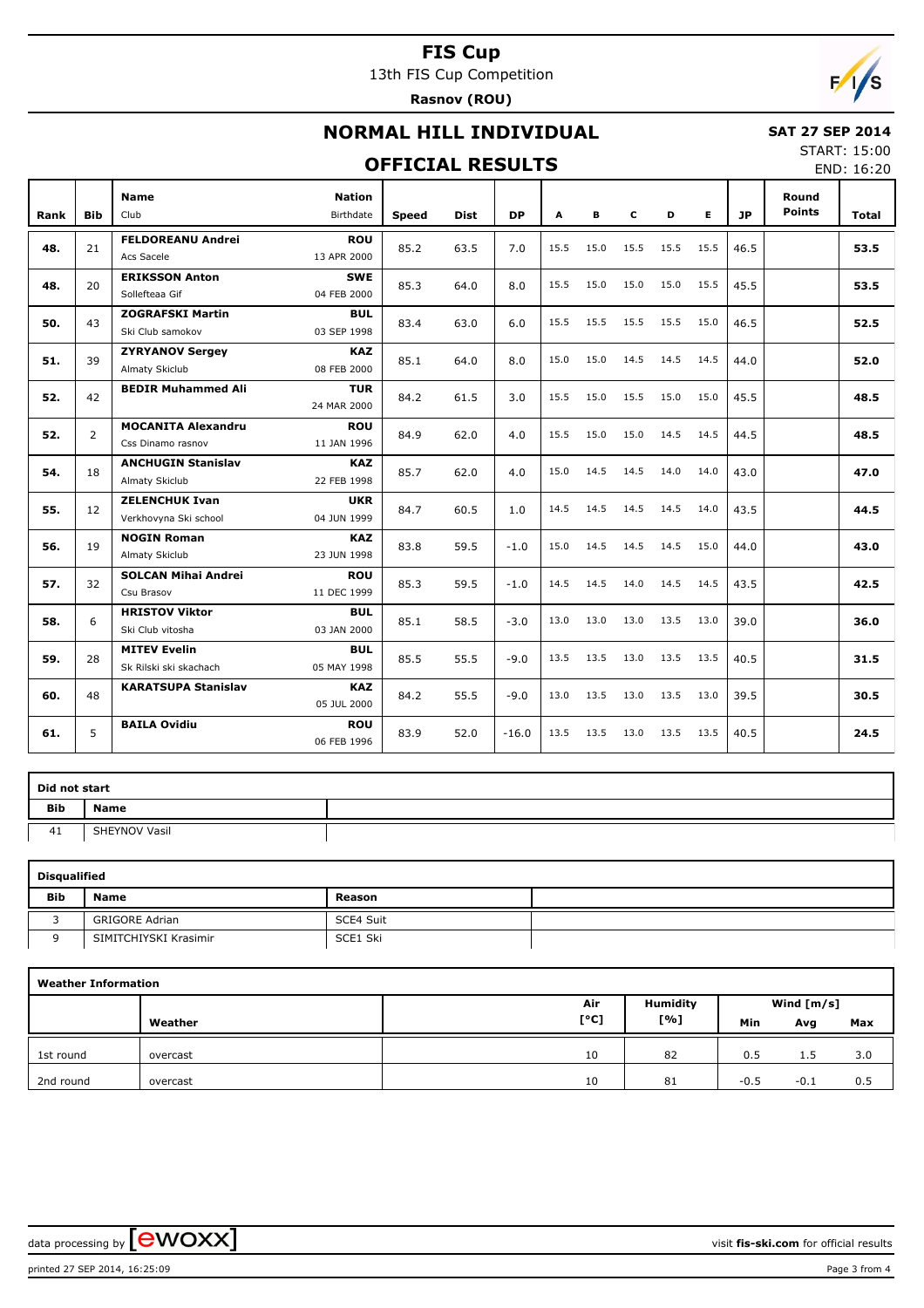# FIS Cup

13th FIS Cup Competition

**Rasnov (ROU)**

## NORMAL HILL INDIVIDUAL

**SAT 27 SEP 2014**

START: 15:00

END: 16:20

## OFFICIAL RESULTS

| Rank | Bib | Name / Club | Nation / Birthdate | Speed | Dist | DP | A | B | C | D | E | JP | Round Points | Total |
|---|---|---|---|---|---|---|---|---|---|---|---|---|---|---|
| 48. | 21 | **FELDOREANU Andrei** Acs Sacele | **ROU** 13 APR 2000 | 85.2 | 63.5 | 7.0 | 15.5 | 15.0 | 15.5 | 15.5 | 15.5 | 46.5 | | **53.5** |
| 48. | 20 | **ERIKSSON Anton** Sollefteaa Gif | **SWE** 04 FEB 2000 | 85.3 | 64.0 | 8.0 | 15.5 | 15.0 | 15.0 | 15.0 | 15.5 | 45.5 | | **53.5** |
| 50. | 43 | **ZOGRAFSKI Martin** Ski Club samokov | **BUL** 03 SEP 1998 | 83.4 | 63.0 | 6.0 | 15.5 | 15.5 | 15.5 | 15.5 | 15.0 | 46.5 | | **52.5** |
| 51. | 39 | **ZYRYANOV Sergey** Almaty Skiclub | **KAZ** 08 FEB 2000 | 85.1 | 64.0 | 8.0 | 15.0 | 15.0 | 14.5 | 14.5 | 14.5 | 44.0 | | **52.0** |
| 52. | 42 | **BEDIR Muhammed Ali** | **TUR** 24 MAR 2000 | 84.2 | 61.5 | 3.0 | 15.5 | 15.0 | 15.5 | 15.0 | 15.0 | 45.5 | | **48.5** |
| 52. | 2 | **MOCANITA Alexandru** Css Dinamo rasnov | **ROU** 11 JAN 1996 | 84.9 | 62.0 | 4.0 | 15.5 | 15.0 | 15.0 | 14.5 | 14.5 | 44.5 | | **48.5** |
| 54. | 18 | **ANCHUGIN Stanislav** Almaty Skiclub | **KAZ** 22 FEB 1998 | 85.7 | 62.0 | 4.0 | 15.0 | 14.5 | 14.5 | 14.0 | 14.0 | 43.0 | | **47.0** |
| 55. | 12 | **ZELENCHUK Ivan** Verkhovyna Ski school | **UKR** 04 JUN 1999 | 84.7 | 60.5 | 1.0 | 14.5 | 14.5 | 14.5 | 14.5 | 14.0 | 43.5 | | **44.5** |
| 56. | 19 | **NOGIN Roman** Almaty Skiclub | **KAZ** 23 JUN 1998 | 83.8 | 59.5 | -1.0 | 15.0 | 14.5 | 14.5 | 14.5 | 15.0 | 44.0 | | **43.0** |
| 57. | 32 | **SOLCAN Mihai Andrei** Csu Brasov | **ROU** 11 DEC 1999 | 85.3 | 59.5 | -1.0 | 14.5 | 14.5 | 14.0 | 14.5 | 14.5 | 43.5 | | **42.5** |
| 58. | 6 | **HRISTOV Viktor** Ski Club vitosha | **BUL** 03 JAN 2000 | 85.1 | 58.5 | -3.0 | 13.0 | 13.0 | 13.0 | 13.5 | 13.0 | 39.0 | | **36.0** |
| 59. | 28 | **MITEV Evelin** Sk Rilski ski skachach | **BUL** 05 MAY 1998 | 85.5 | 55.5 | -9.0 | 13.5 | 13.5 | 13.0 | 13.5 | 13.5 | 40.5 | | **31.5** |
| 60. | 48 | **KARATSUPA Stanislav** | **KAZ** 05 JUL 2000 | 84.2 | 55.5 | -9.0 | 13.0 | 13.5 | 13.0 | 13.5 | 13.0 | 39.5 | | **30.5** |
| 61. | 5 | **BAILA Ovidiu** | **ROU** 06 FEB 1996 | 83.9 | 52.0 | -16.0 | 13.5 | 13.5 | 13.0 | 13.5 | 13.5 | 40.5 | | **24.5** |

**Did not start**

| Bib | Name |
|---|---|
| 41 | SHEYNOV Vasil |

**Disqualified**

| Bib | Name | Reason |
|---|---|---|
| 3 | GRIGORE Adrian | SCE4 Suit |
| 9 | SIMITCHIYSKI Krasimir | SCE1 Ski |

**Weather Information**

| | Weather | Air [°C] | Humidity [%] | Wind [m/s] Min | Avg | Max |
|---|---|---|---|---|---|---|
| 1st round | overcast | 10 | 82 | 0.5 | 1.5 | 3.0 |
| 2nd round | overcast | 10 | 81 | -0.5 | -0.1 | 0.5 |

data processing by ewoxx — visit fis-ski.com for official results

printed 27 SEP 2014, 16:25:09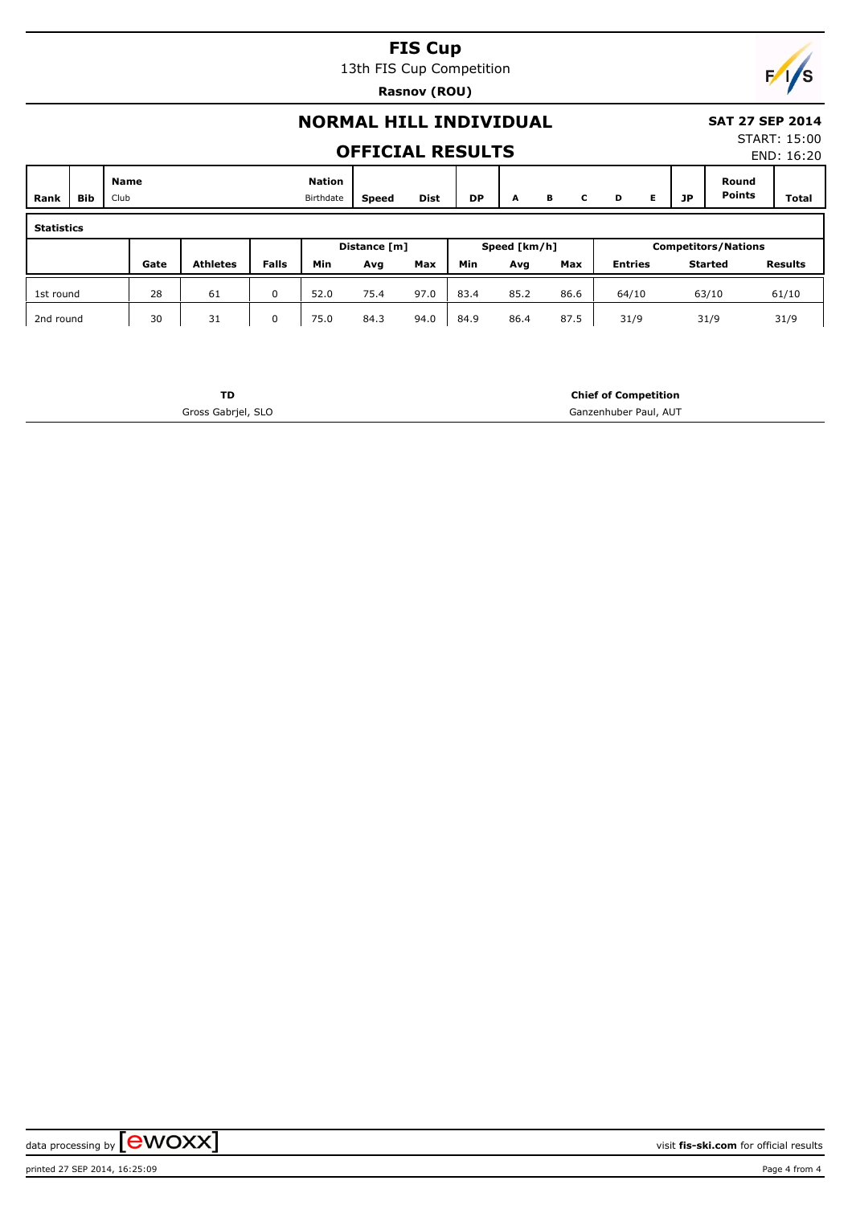# FIS Cup

13th FIS Cup Competition

**Rasnov (ROU)**

## NORMAL HILL INDIVIDUAL

**SAT 27 SEP 2014**

START: 15:00

END: 16:20

## OFFICIAL RESULTS

| Rank | Bib | Name Club | Nation Birthdate | Speed | Dist | DP | A | B | C | D | E | JP | Round Points | Total |
|---|---|---|---|---|---|---|---|---|---|---|---|---|---|---|

**Statistics**

| | Gate | Athletes | Falls | Distance [m] | | | Speed [km/h] | | | Competitors/Nations | | |
|---|---|---|---|---|---|---|---|---|---|---|---|---|
| | | | | Min | Avg | Max | Min | Avg | Max | Entries | Started | Results |
| 1st round | 28 | 61 | 0 | 52.0 | 75.4 | 97.0 | 83.4 | 85.2 | 86.6 | 64/10 | 63/10 | 61/10 |
| 2nd round | 30 | 31 | 0 | 75.0 | 84.3 | 94.0 | 84.9 | 86.4 | 87.5 | 31/9 | 31/9 | 31/9 |

| TD | Chief of Competition |
|---|---|
| Gross Gabrjel, SLO | Ganzenhuber Paul, AUT |

data processing by [ewoxx]

visit **fis-ski.com** for official results

printed 27 SEP 2014, 16:25:09